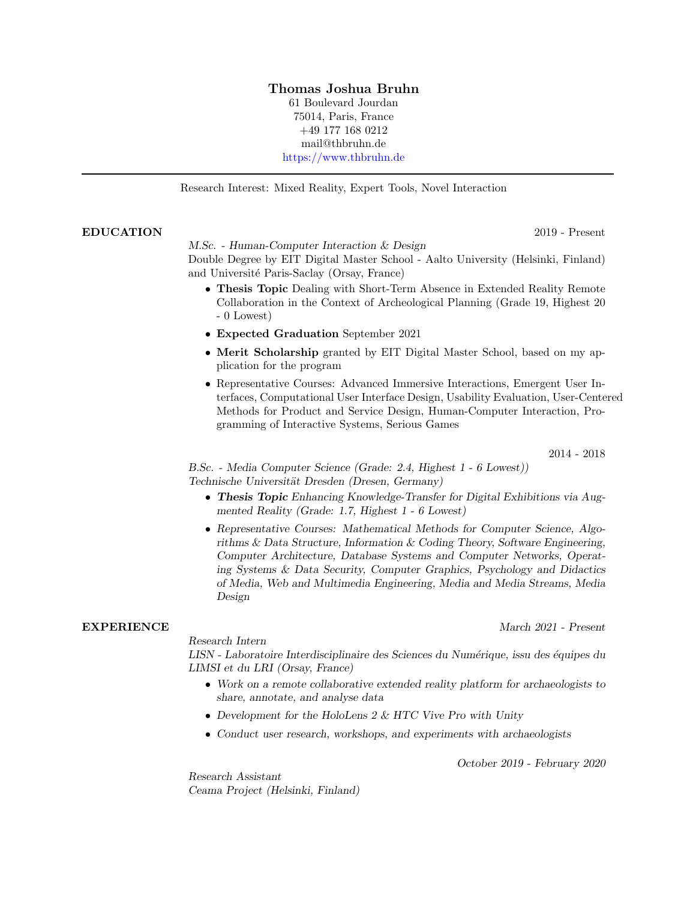# Thomas Joshua Bruhn

61 Boulevard Jourdan
75014, Paris, France
+49 177 168 0212
mail@thbruhn.de
https://www.thbruhn.de

---

Research Interest: Mixed Reality, Expert Tools, Novel Interaction

## EDUCATION

2019 - Present

*M.Sc. - Human-Computer Interaction & Design*
Double Degree by EIT Digital Master School - Aalto University (Helsinki, Finland) and Université Paris-Saclay (Orsay, France)

- **Thesis Topic** Dealing with Short-Term Absence in Extended Reality Remote Collaboration in the Context of Archeological Planning (Grade 19, Highest 20 - 0 Lowest)
- **Expected Graduation** September 2021
- **Merit Scholarship** granted by EIT Digital Master School, based on my application for the program
- Representative Courses: Advanced Immersive Interactions, Emergent User Interfaces, Computational User Interface Design, Usability Evaluation, User-Centered Methods for Product and Service Design, Human-Computer Interaction, Programming of Interactive Systems, Serious Games

2014 - 2018

*B.Sc. - Media Computer Science (Grade: 2.4, Highest 1 - 6 Lowest))*
*Technische Universität Dresden (Dresen, Germany)*

- ***Thesis Topic*** *Enhancing Knowledge-Transfer for Digital Exhibitions via Augmented Reality (Grade: 1.7, Highest 1 - 6 Lowest)*
- *Representative Courses: Mathematical Methods for Computer Science, Algorithms & Data Structure, Information & Coding Theory, Software Engineering, Computer Architecture, Database Systems and Computer Networks, Operating Systems & Data Security, Computer Graphics, Psychology and Didactics of Media, Web and Multimedia Engineering, Media and Media Streams, Media Design*

## EXPERIENCE

*March 2021 - Present*

*Research Intern*
*LISN - Laboratoire Interdisciplinaire des Sciences du Numérique, issu des équipes du LIMSI et du LRI (Orsay, France)*

- *Work on a remote collaborative extended reality platform for archaeologists to share, annotate, and analyse data*
- *Development for the HoloLens 2 & HTC Vive Pro with Unity*
- *Conduct user research, workshops, and experiments with archaeologists*

*October 2019 - February 2020*

*Research Assistant*
*Ceama Project (Helsinki, Finland)*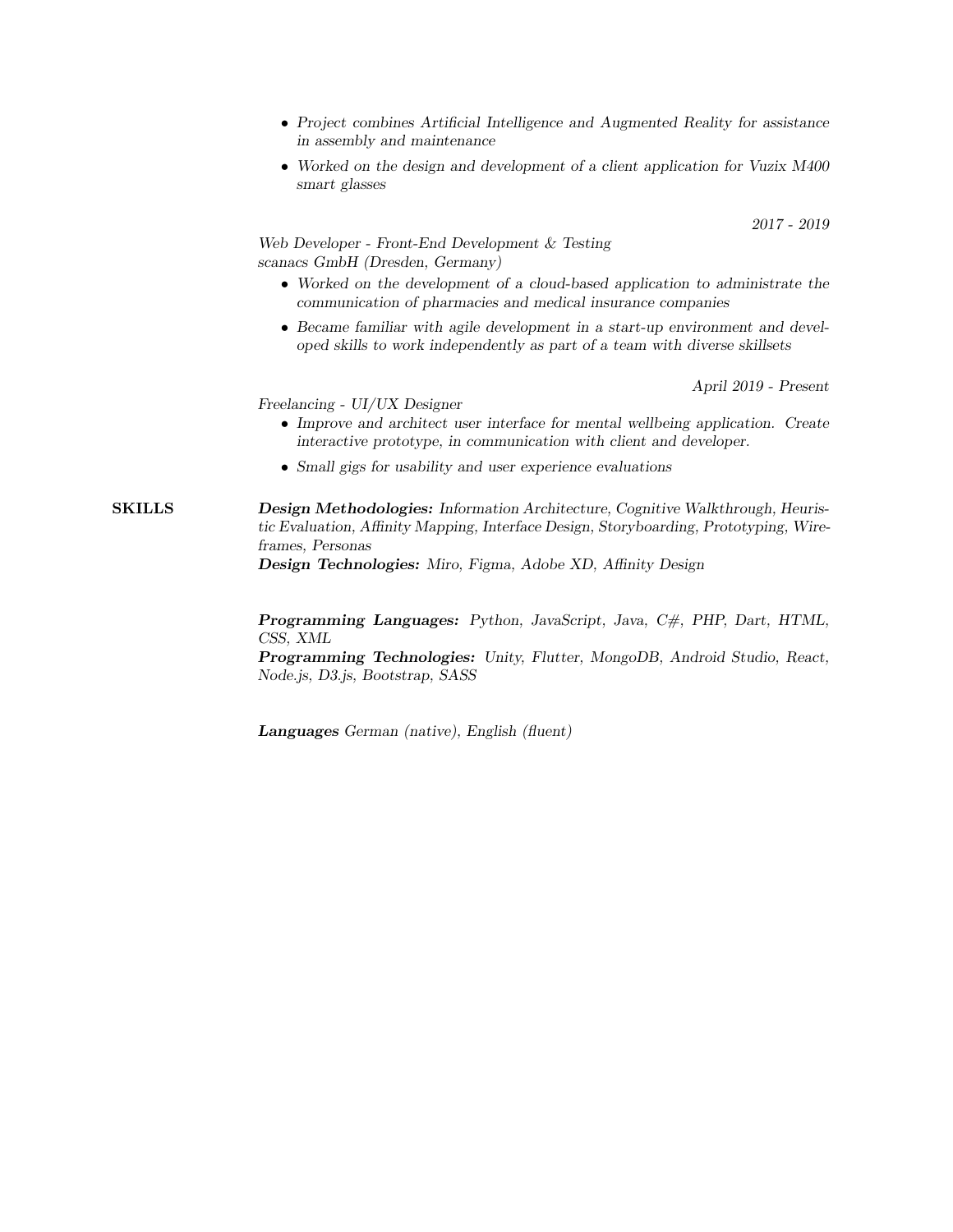- *Project combines Artificial Intelligence and Augmented Reality for assistance in assembly and maintenance*
- *Worked on the design and development of a client application for Vuzix M400 smart glasses*

*2017 - 2019*

*Web Developer - Front-End Development & Testing*
*scanacs GmbH (Dresden, Germany)*

- *Worked on the development of a cloud-based application to administrate the communication of pharmacies and medical insurance companies*
- *Became familiar with agile development in a start-up environment and developed skills to work independently as part of a team with diverse skillsets*

*April 2019 - Present*

*Freelancing - UI/UX Designer*

- *Improve and architect user interface for mental wellbeing application. Create interactive prototype, in communication with client and developer.*
- *Small gigs for usability and user experience evaluations*

## SKILLS

***Design Methodologies:*** *Information Architecture, Cognitive Walkthrough, Heuristic Evaluation, Affinity Mapping, Interface Design, Storyboarding, Prototyping, Wireframes, Personas*
***Design Technologies:*** *Miro, Figma, Adobe XD, Affinity Design*

***Programming Languages:*** *Python, JavaScript, Java, C#, PHP, Dart, HTML, CSS, XML*
***Programming Technologies:*** *Unity, Flutter, MongoDB, Android Studio, React, Node.js, D3.js, Bootstrap, SASS*

***Languages*** *German (native), English (fluent)*